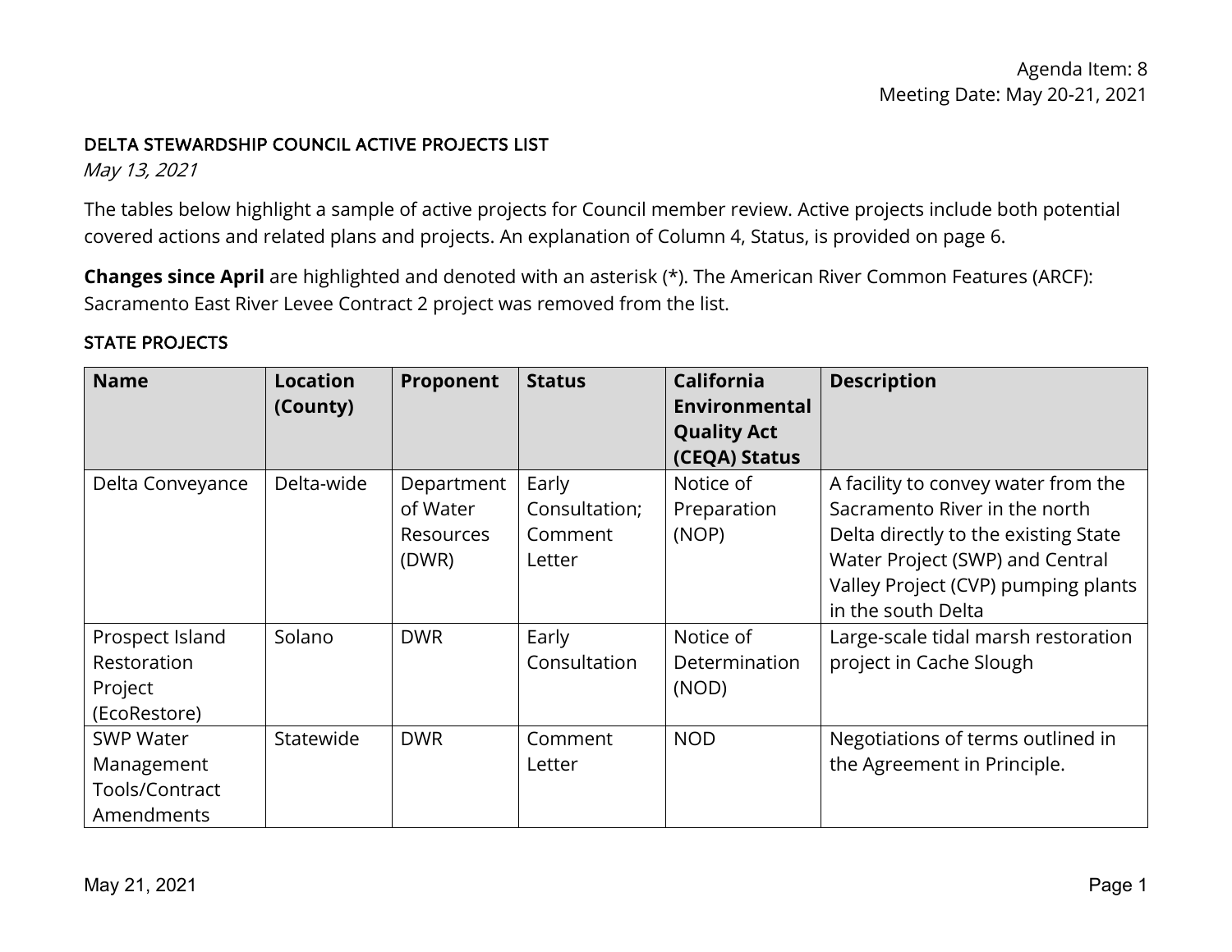Agenda Item: 8
Meeting Date: May 20-21, 2021

## DELTA STEWARDSHIP COUNCIL ACTIVE PROJECTS LIST

*May 13, 2021*

The tables below highlight a sample of active projects for Council member review. Active projects include both potential covered actions and related plans and projects. An explanation of Column 4, Status, is provided on page 6.

**Changes since April** are highlighted and denoted with an asterisk (*). The American River Common Features (ARCF): Sacramento East River Levee Contract 2 project was removed from the list.

### STATE PROJECTS

| Name | Location (County) | Proponent | Status | California Environmental Quality Act (CEQA) Status | Description |
| --- | --- | --- | --- | --- | --- |
| Delta Conveyance | Delta-wide | Department of Water Resources (DWR) | Early Consultation; Comment Letter | Notice of Preparation (NOP) | A facility to convey water from the Sacramento River in the north Delta directly to the existing State Water Project (SWP) and Central Valley Project (CVP) pumping plants in the south Delta |
| Prospect Island Restoration Project (EcoRestore) | Solano | DWR | Early Consultation | Notice of Determination (NOD) | Large-scale tidal marsh restoration project in Cache Slough |
| SWP Water Management Tools/Contract Amendments | Statewide | DWR | Comment Letter | NOD | Negotiations of terms outlined in the Agreement in Principle. |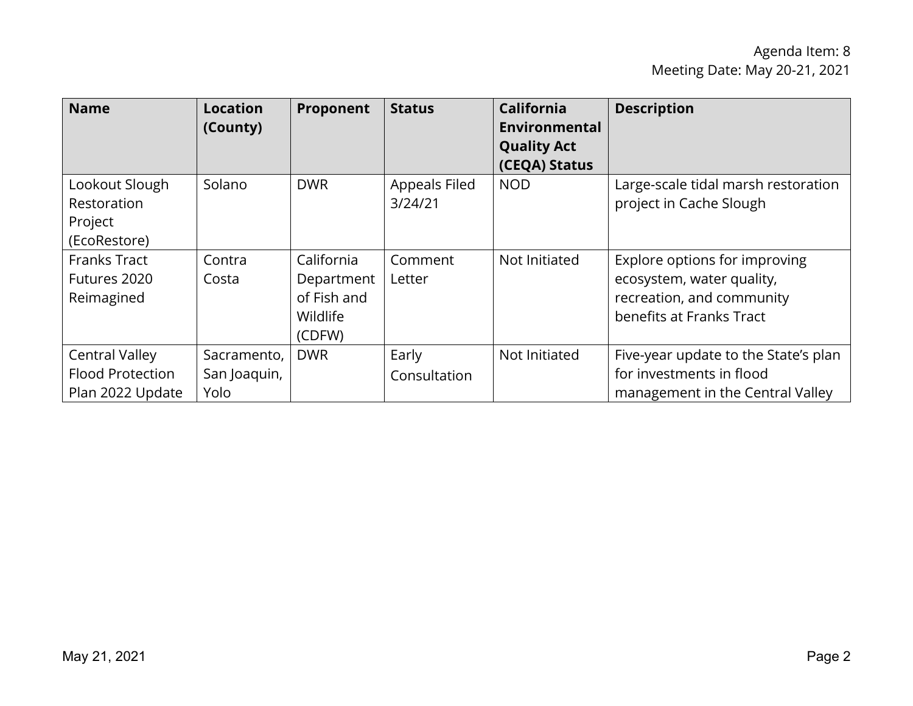| Name | Location (County) | Proponent | Status | California Environmental Quality Act (CEQA) Status | Description |
|---|---|---|---|---|---|
| Lookout Slough Restoration Project (EcoRestore) | Solano | DWR | Appeals Filed 3/24/21 | NOD | Large-scale tidal marsh restoration project in Cache Slough |
| Franks Tract Futures 2020 Reimagined | Contra Costa | California Department of Fish and Wildlife (CDFW) | Comment Letter | Not Initiated | Explore options for improving ecosystem, water quality, recreation, and community benefits at Franks Tract |
| Central Valley Flood Protection Plan 2022 Update | Sacramento, San Joaquin, Yolo | DWR | Early Consultation | Not Initiated | Five-year update to the State's plan for investments in flood management in the Central Valley |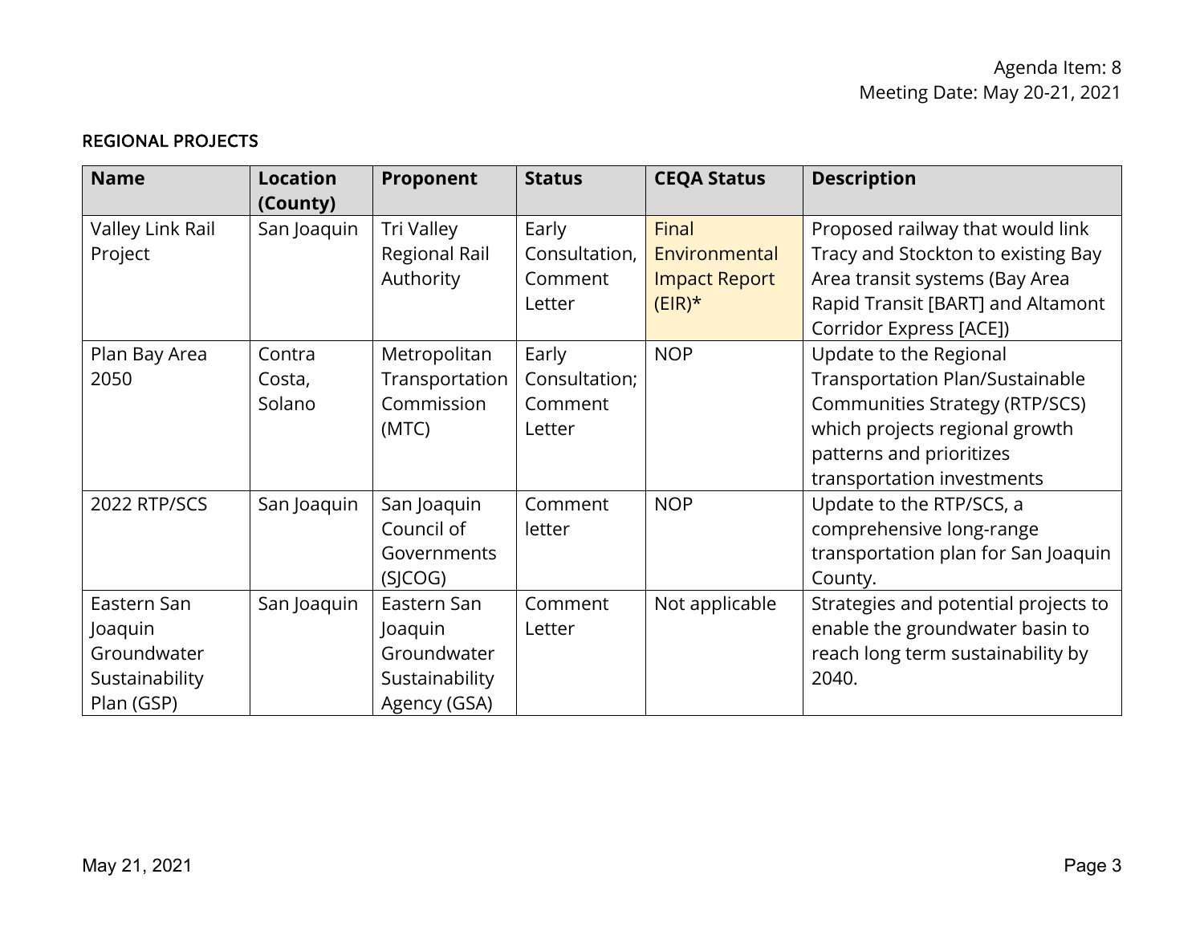## REGIONAL PROJECTS

| Name | Location (County) | Proponent | Status | CEQA Status | Description |
|---|---|---|---|---|---|
| Valley Link Rail Project | San Joaquin | Tri Valley Regional Rail Authority | Early Consultation, Comment Letter | Final Environmental Impact Report (EIR)* | Proposed railway that would link Tracy and Stockton to existing Bay Area transit systems (Bay Area Rapid Transit [BART] and Altamont Corridor Express [ACE]) |
| Plan Bay Area 2050 | Contra Costa, Solano | Metropolitan Transportation Commission (MTC) | Early Consultation; Comment Letter | NOP | Update to the Regional Transportation Plan/Sustainable Communities Strategy (RTP/SCS) which projects regional growth patterns and prioritizes transportation investments |
| 2022 RTP/SCS | San Joaquin | San Joaquin Council of Governments (SJCOG) | Comment letter | NOP | Update to the RTP/SCS, a comprehensive long-range transportation plan for San Joaquin County. |
| Eastern San Joaquin Groundwater Sustainability Plan (GSP) | San Joaquin | Eastern San Joaquin Groundwater Sustainability Agency (GSA) | Comment Letter | Not applicable | Strategies and potential projects to enable the groundwater basin to reach long term sustainability by 2040. |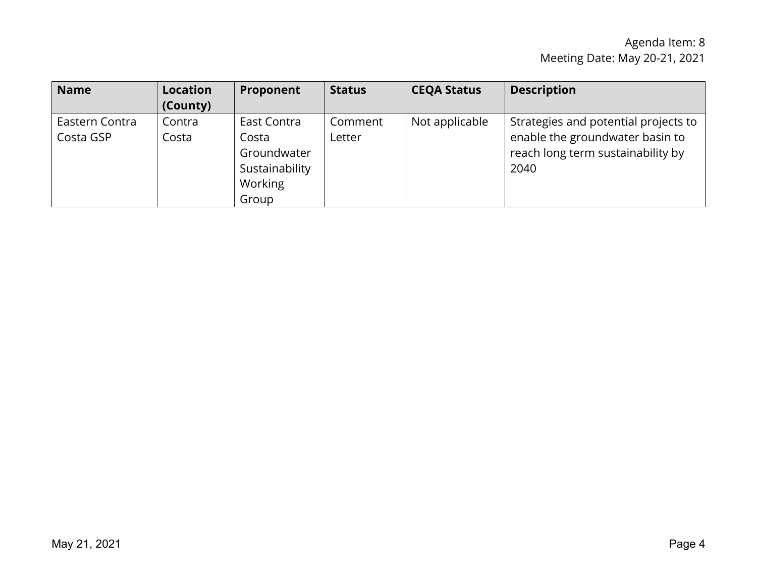| Name | Location (County) | Proponent | Status | CEQA Status | Description |
| --- | --- | --- | --- | --- | --- |
| Eastern Contra Costa GSP | Contra Costa | East Contra Costa Groundwater Sustainability Working Group | Comment Letter | Not applicable | Strategies and potential projects to enable the groundwater basin to reach long term sustainability by 2040 |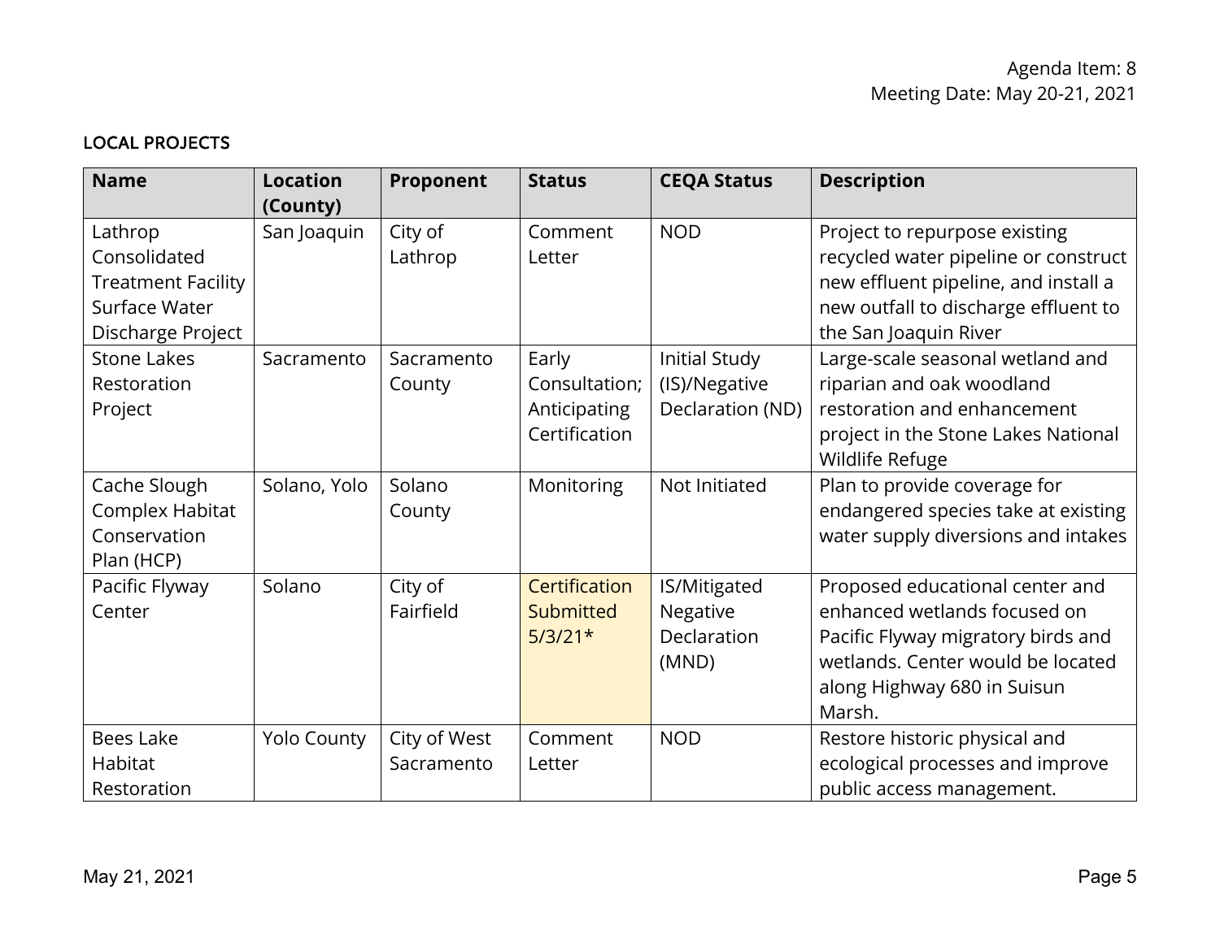LOCAL PROJECTS

| Name | Location (County) | Proponent | Status | CEQA Status | Description |
|---|---|---|---|---|---|
| Lathrop Consolidated Treatment Facility Surface Water Discharge Project | San Joaquin | City of Lathrop | Comment Letter | NOD | Project to repurpose existing recycled water pipeline or construct new effluent pipeline, and install a new outfall to discharge effluent to the San Joaquin River |
| Stone Lakes Restoration Project | Sacramento | Sacramento County | Early Consultation; Anticipating Certification | Initial Study (IS)/Negative Declaration (ND) | Large-scale seasonal wetland and riparian and oak woodland restoration and enhancement project in the Stone Lakes National Wildlife Refuge |
| Cache Slough Complex Habitat Conservation Plan (HCP) | Solano, Yolo | Solano County | Monitoring | Not Initiated | Plan to provide coverage for endangered species take at existing water supply diversions and intakes |
| Pacific Flyway Center | Solano | City of Fairfield | Certification Submitted 5/3/21* | IS/Mitigated Negative Declaration (MND) | Proposed educational center and enhanced wetlands focused on Pacific Flyway migratory birds and wetlands. Center would be located along Highway 680 in Suisun Marsh. |
| Bees Lake Habitat Restoration | Yolo County | City of West Sacramento | Comment Letter | NOD | Restore historic physical and ecological processes and improve public access management. |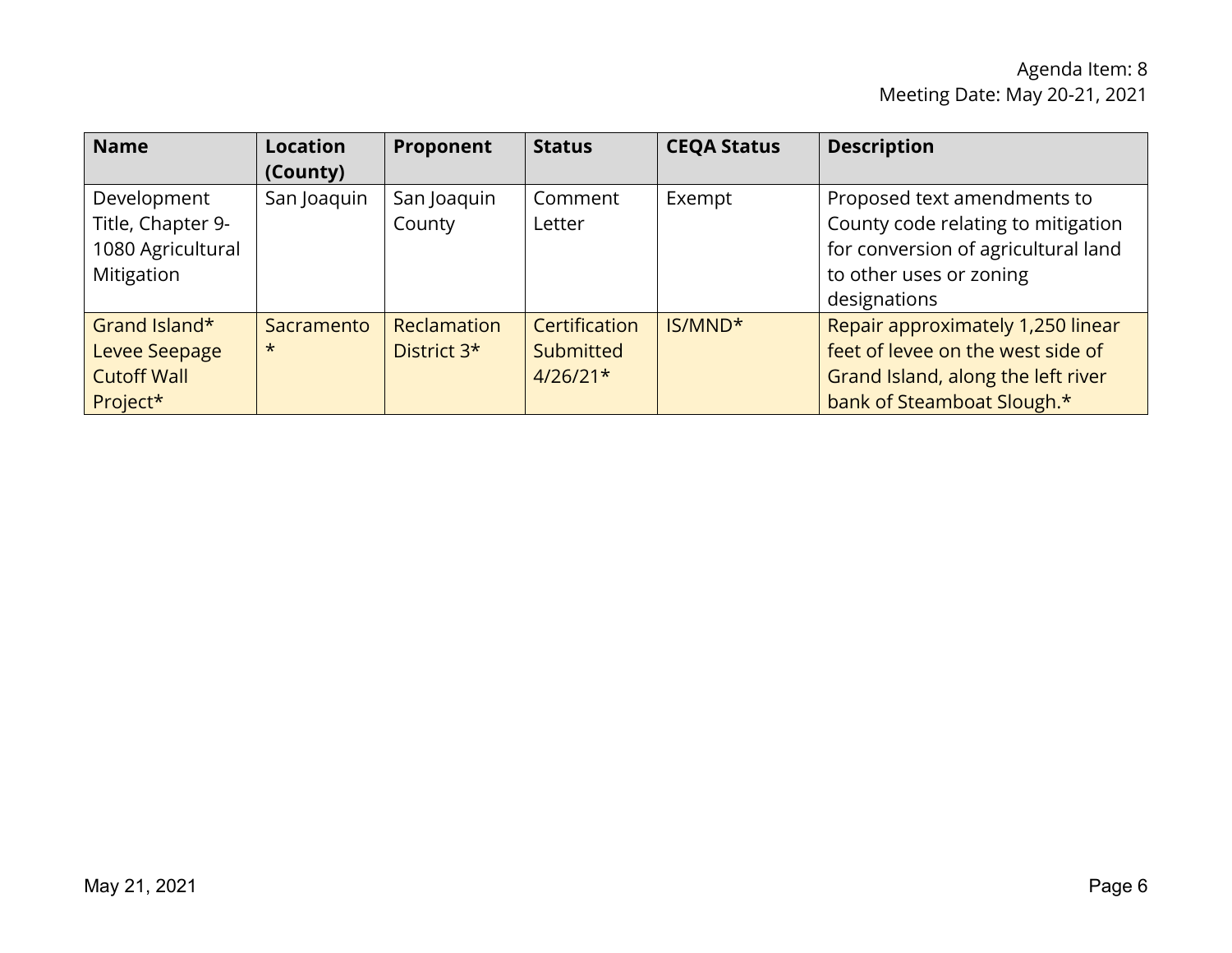Agenda Item: 8
Meeting Date: May 20-21, 2021

| Name | Location (County) | Proponent | Status | CEQA Status | Description |
|---|---|---|---|---|---|
| Development Title, Chapter 9-1080 Agricultural Mitigation | San Joaquin | San Joaquin County | Comment Letter | Exempt | Proposed text amendments to County code relating to mitigation for conversion of agricultural land to other uses or zoning designations |
| Grand Island* Levee Seepage Cutoff Wall Project* | Sacramento * | Reclamation District 3* | Certification Submitted 4/26/21* | IS/MND* | Repair approximately 1,250 linear feet of levee on the west side of Grand Island, along the left river bank of Steamboat Slough.* |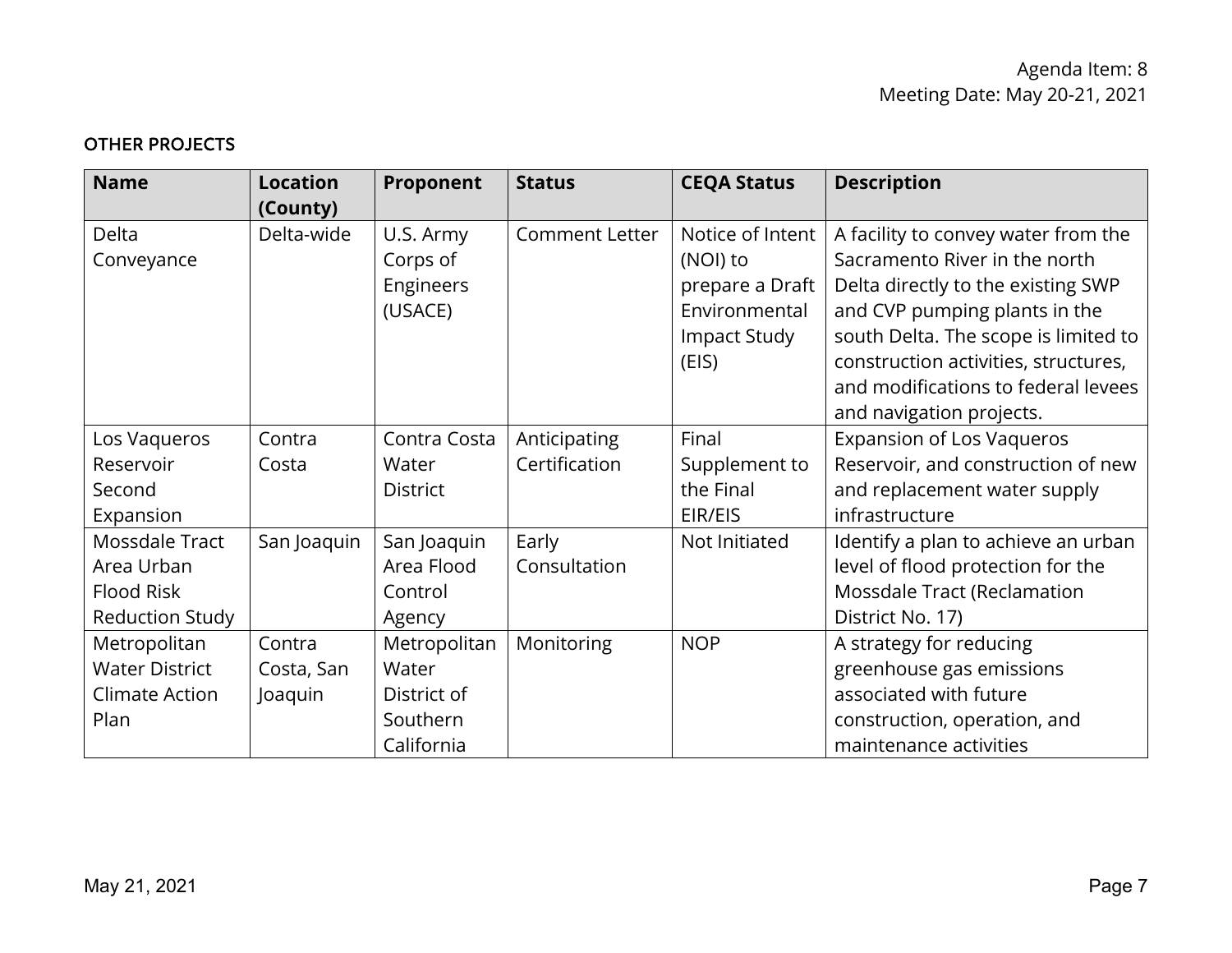## OTHER PROJECTS

| Name | Location (County) | Proponent | Status | CEQA Status | Description |
|---|---|---|---|---|---|
| Delta Conveyance | Delta-wide | U.S. Army Corps of Engineers (USACE) | Comment Letter | Notice of Intent (NOI) to prepare a Draft Environmental Impact Study (EIS) | A facility to convey water from the Sacramento River in the north Delta directly to the existing SWP and CVP pumping plants in the south Delta. The scope is limited to construction activities, structures, and modifications to federal levees and navigation projects. |
| Los Vaqueros Reservoir Second Expansion | Contra Costa | Contra Costa Water District | Anticipating Certification | Final Supplement to the Final EIR/EIS | Expansion of Los Vaqueros Reservoir, and construction of new and replacement water supply infrastructure |
| Mossdale Tract Area Urban Flood Risk Reduction Study | San Joaquin | San Joaquin Area Flood Control Agency | Early Consultation | Not Initiated | Identify a plan to achieve an urban level of flood protection for the Mossdale Tract (Reclamation District No. 17) |
| Metropolitan Water District Climate Action Plan | Contra Costa, San Joaquin | Metropolitan Water District of Southern California | Monitoring | NOP | A strategy for reducing greenhouse gas emissions associated with future construction, operation, and maintenance activities |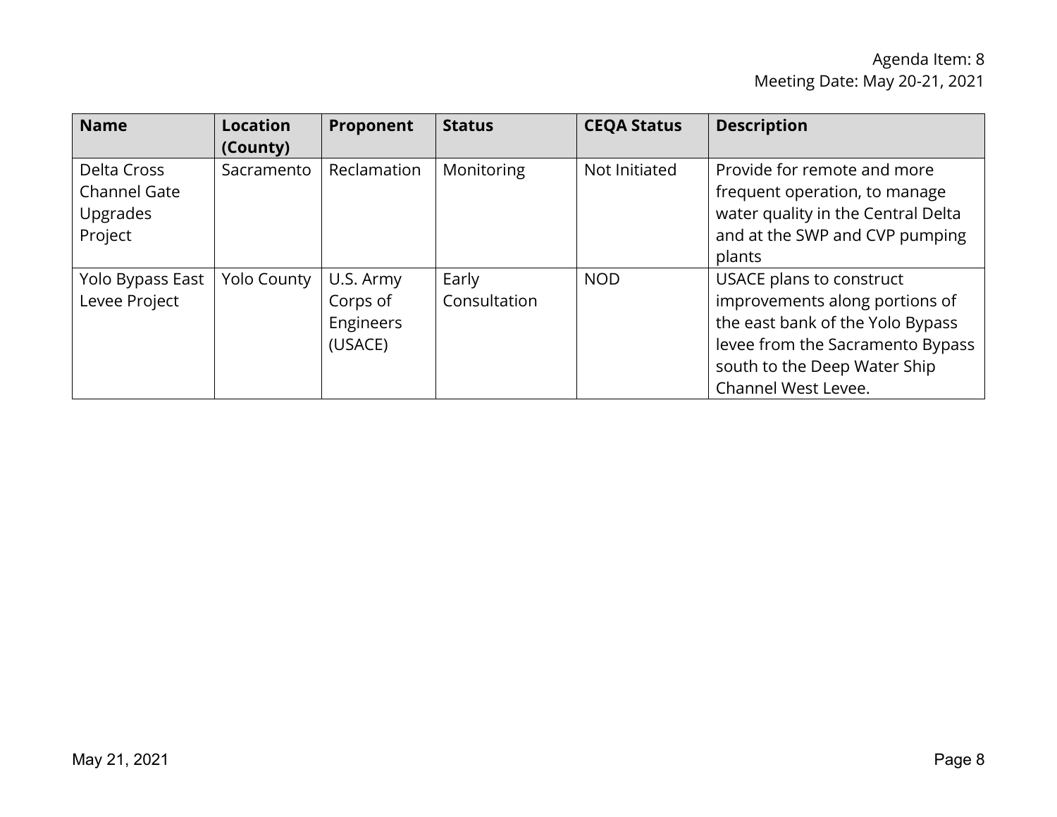| Name | Location (County) | Proponent | Status | CEQA Status | Description |
| --- | --- | --- | --- | --- | --- |
| Delta Cross Channel Gate Upgrades Project | Sacramento | Reclamation | Monitoring | Not Initiated | Provide for remote and more frequent operation, to manage water quality in the Central Delta and at the SWP and CVP pumping plants |
| Yolo Bypass East Levee Project | Yolo County | U.S. Army Corps of Engineers (USACE) | Early Consultation | NOD | USACE plans to construct improvements along portions of the east bank of the Yolo Bypass levee from the Sacramento Bypass south to the Deep Water Ship Channel West Levee. |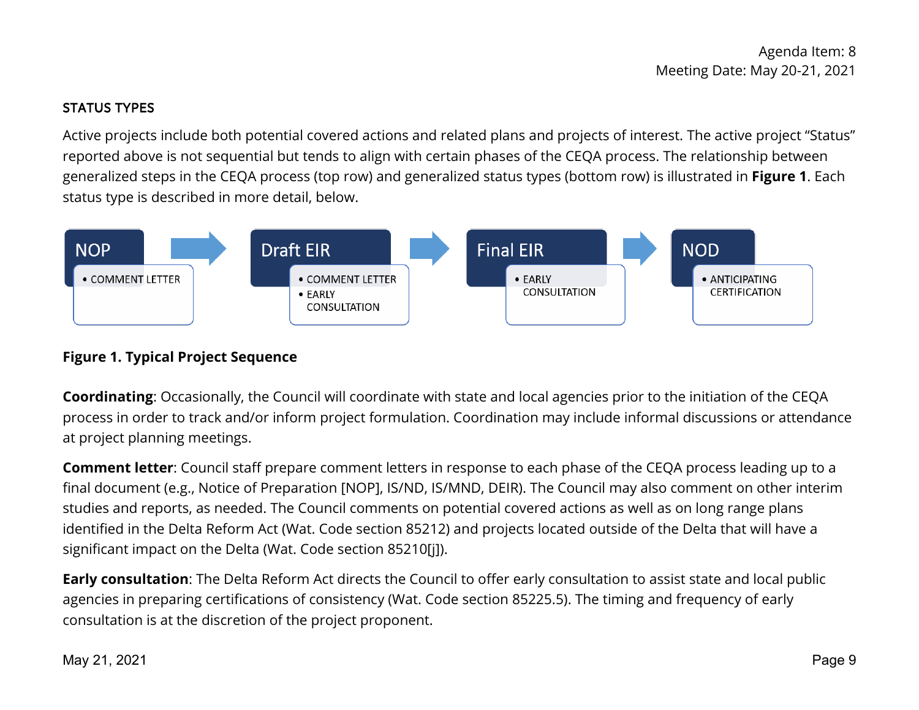## STATUS TYPES

Active projects include both potential covered actions and related plans and projects of interest. The active project "Status" reported above is not sequential but tends to align with certain phases of the CEQA process. The relationship between generalized steps in the CEQA process (top row) and generalized status types (bottom row) is illustrated in **Figure 1**. Each status type is described in more detail, below.

| NOP | → | Draft EIR | → | Final EIR | → | NOD |
|---|---|---|---|---|---|---|
| • COMMENT LETTER | | • COMMENT LETTER<br>• EARLY CONSULTATION | | • EARLY CONSULTATION | | • ANTICIPATING CERTIFICATION |

**Figure 1. Typical Project Sequence**

**Coordinating**: Occasionally, the Council will coordinate with state and local agencies prior to the initiation of the CEQA process in order to track and/or inform project formulation. Coordination may include informal discussions or attendance at project planning meetings.

**Comment letter**: Council staff prepare comment letters in response to each phase of the CEQA process leading up to a final document (e.g., Notice of Preparation [NOP], IS/ND, IS/MND, DEIR). The Council may also comment on other interim studies and reports, as needed. The Council comments on potential covered actions as well as on long range plans identified in the Delta Reform Act (Wat. Code section 85212) and projects located outside of the Delta that will have a significant impact on the Delta (Wat. Code section 85210[j]).

**Early consultation**: The Delta Reform Act directs the Council to offer early consultation to assist state and local public agencies in preparing certifications of consistency (Wat. Code section 85225.5). The timing and frequency of early consultation is at the discretion of the project proponent.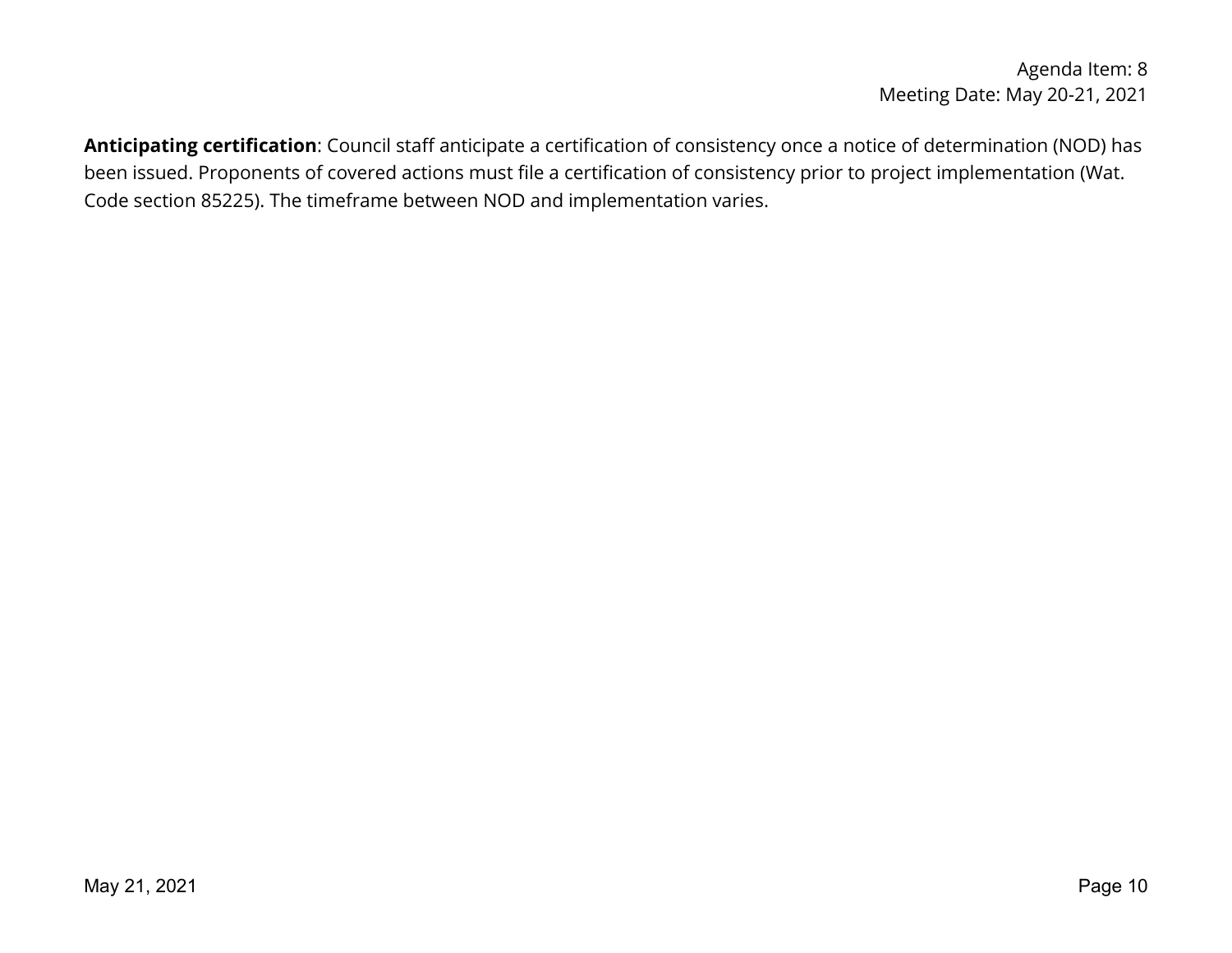**Anticipating certification**: Council staff anticipate a certification of consistency once a notice of determination (NOD) has been issued. Proponents of covered actions must file a certification of consistency prior to project implementation (Wat. Code section 85225). The timeframe between NOD and implementation varies.